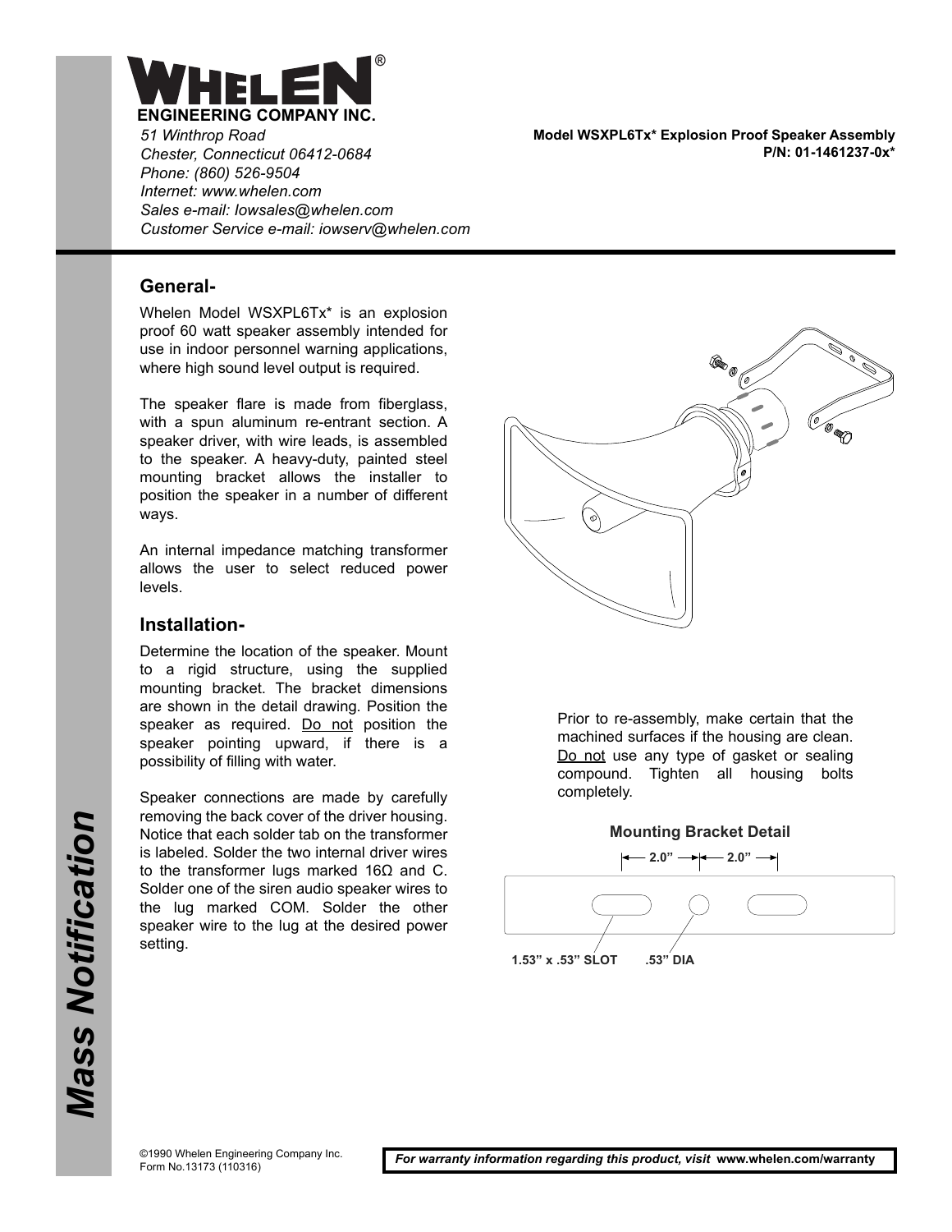# WHELEN® ENGINEERING COMPANY INC.

*51 Winthrop Road*
*Chester, Connecticut 06412-0684*
*Phone: (860) 526-9504*
*Internet: www.whelen.com*
*Sales e-mail: Iowsales@whelen.com*
*Customer Service e-mail: iowserv@whelen.com*

**Model WSXPL6Tx* Explosion Proof Speaker Assembly**
**P/N: 01-1461237-0x***

## General-

Whelen Model WSXPL6Tx* is an explosion proof 60 watt speaker assembly intended for use in indoor personnel warning applications, where high sound level output is required.

The speaker flare is made from fiberglass, with a spun aluminum re-entrant section. A speaker driver, with wire leads, is assembled to the speaker. A heavy-duty, painted steel mounting bracket allows the installer to position the speaker in a number of different ways.

An internal impedance matching transformer allows the user to select reduced power levels.

## Installation-

Determine the location of the speaker. Mount to a rigid structure, using the supplied mounting bracket. The bracket dimensions are shown in the detail drawing. Position the speaker as required. Do not position the speaker pointing upward, if there is a possibility of filling with water.

Speaker connections are made by carefully removing the back cover of the driver housing. Notice that each solder tab on the transformer is labeled. Solder the two internal driver wires to the transformer lugs marked 16Ω and C. Solder one of the siren audio speaker wires to the lug marked COM. Solder the other speaker wire to the lug at the desired power setting.

Prior to re-assembly, make certain that the machined surfaces if the housing are clean. Do not use any type of gasket or sealing compound. Tighten all housing bolts completely.

**Mounting Bracket Detail**

2.0" | 2.0"

1.53" x .53" SLOT    .53" DIA

*Mass Notification*

©1990 Whelen Engineering Company Inc.
Form No.13173 (110316)

*For warranty information regarding this product, visit* **www.whelen.com/warranty**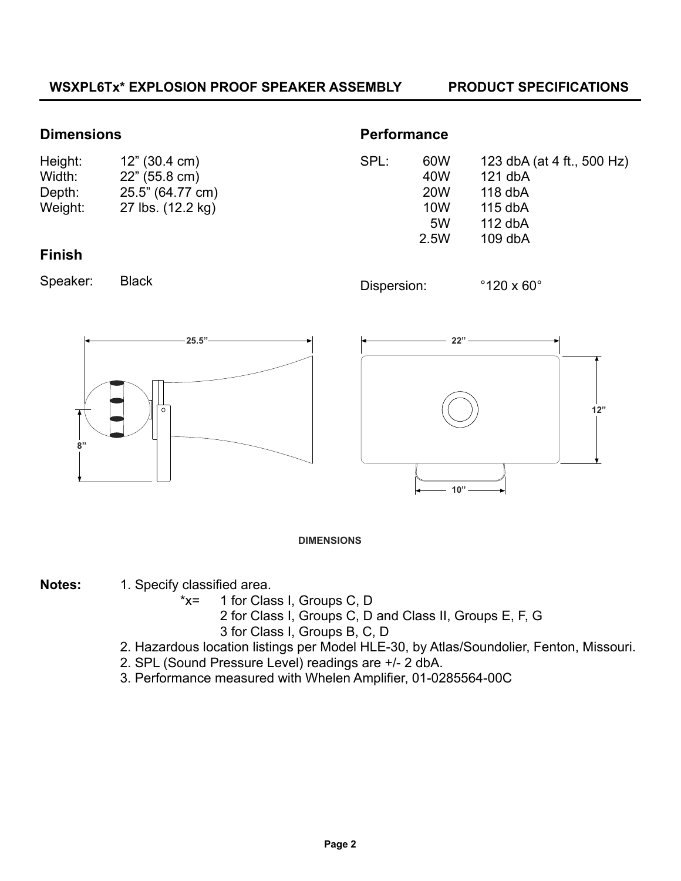**WSXPL6Tx* EXPLOSION PROOF SPEAKER ASSEMBLY PRODUCT SPECIFICATIONS**

## Dimensions

| | |
|---|---|
| Height: | 12” (30.4 cm) |
| Width: | 22” (55.8 cm) |
| Depth: | 25.5” (64.77 cm) |
| Weight: | 27 lbs. (12.2 kg) |

## Finish

Speaker: Black

## Performance

| | | |
|---|---|---|
| SPL: | 60W | 123 dbA (at 4 ft., 500 Hz) |
| | 40W | 121 dbA |
| | 20W | 118 dbA |
| | 10W | 115 dbA |
| | 5W | 112 dbA |
| | 2.5W | 109 dbA |

Dispersion: °120 x 60°

25.5”

8”

22”

12”

10”

DIMENSIONS

**Notes:**

1. Specify classified area.
   *x= 1 for Class I, Groups C, D
   2 for Class I, Groups C, D and Class II, Groups E, F, G
   3 for Class I, Groups B, C, D
2. Hazardous location listings per Model HLE-30, by Atlas/Soundolier, Fenton, Missouri.
2. SPL (Sound Pressure Level) readings are +/- 2 dbA.
3. Performance measured with Whelen Amplifier, 01-0285564-00C